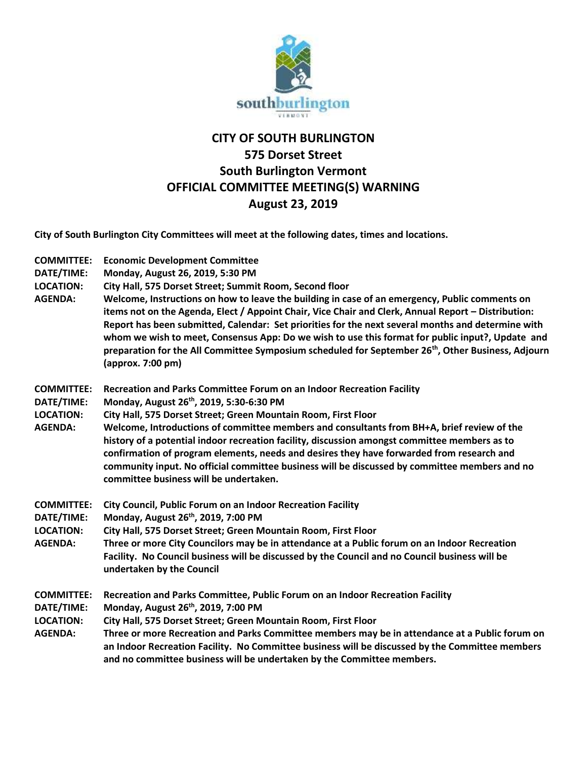# CITY OF SOUTH BURLINGTON
## 575 Dorset Street
## South Burlington Vermont
## OFFICIAL COMMITTEE MEETING(S) WARNING
## August 23, 2019

**City of South Burlington City Committees will meet at the following dates, times and locations.**

**COMMITTEE:** **Economic Development Committee**
**DATE/TIME:** **Monday, August 26, 2019, 5:30 PM**
**LOCATION:** **City Hall, 575 Dorset Street; Summit Room, Second floor**
**AGENDA:** **Welcome, Instructions on how to leave the building in case of an emergency, Public comments on items not on the Agenda, Elect / Appoint Chair, Vice Chair and Clerk, Annual Report – Distribution: Report has been submitted, Calendar: Set priorities for the next several months and determine with whom we wish to meet, Consensus App: Do we wish to use this format for public input?, Update and preparation for the All Committee Symposium scheduled for September 26th, Other Business, Adjourn (approx. 7:00 pm)**

**COMMITTEE:** **Recreation and Parks Committee Forum on an Indoor Recreation Facility**
**DATE/TIME:** **Monday, August 26th, 2019, 5:30-6:30 PM**
**LOCATION:** **City Hall, 575 Dorset Street; Green Mountain Room, First Floor**
**AGENDA:** **Welcome, Introductions of committee members and consultants from BH+A, brief review of the history of a potential indoor recreation facility, discussion amongst committee members as to confirmation of program elements, needs and desires they have forwarded from research and community input. No official committee business will be discussed by committee members and no committee business will be undertaken.**

**COMMITTEE:** **City Council, Public Forum on an Indoor Recreation Facility**
**DATE/TIME:** **Monday, August 26th, 2019, 7:00 PM**
**LOCATION:** **City Hall, 575 Dorset Street; Green Mountain Room, First Floor**
**AGENDA:** **Three or more City Councilors may be in attendance at a Public forum on an Indoor Recreation Facility. No Council business will be discussed by the Council and no Council business will be undertaken by the Council**

**COMMITTEE:** **Recreation and Parks Committee, Public Forum on an Indoor Recreation Facility**
**DATE/TIME:** **Monday, August 26th, 2019, 7:00 PM**
**LOCATION:** **City Hall, 575 Dorset Street; Green Mountain Room, First Floor**
**AGENDA:** **Three or more Recreation and Parks Committee members may be in attendance at a Public forum on an Indoor Recreation Facility. No Committee business will be discussed by the Committee members and no committee business will be undertaken by the Committee members.**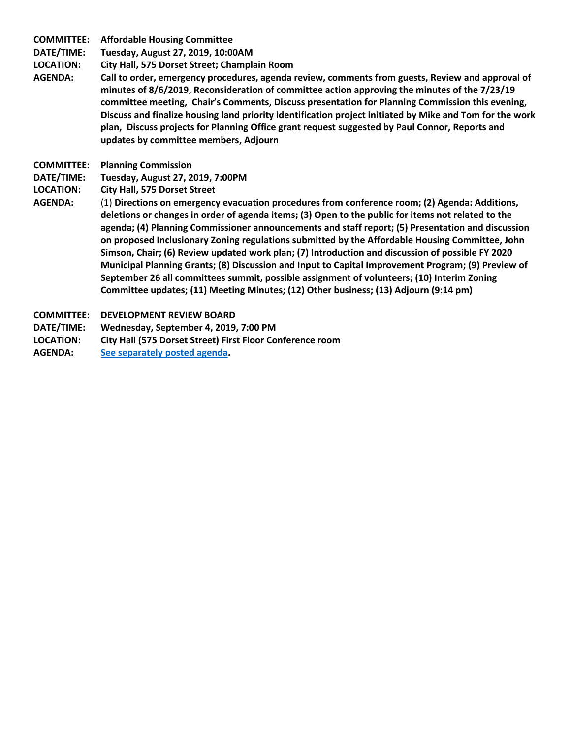**COMMITTEE:** **Affordable Housing Committee**
**DATE/TIME:** **Tuesday, August 27, 2019, 10:00AM**
**LOCATION:** **City Hall, 575 Dorset Street; Champlain Room**
**AGENDA:** **Call to order, emergency procedures, agenda review, comments from guests, Review and approval of minutes of 8/6/2019, Reconsideration of committee action approving the minutes of the 7/23/19 committee meeting, Chair's Comments, Discuss presentation for Planning Commission this evening, Discuss and finalize housing land priority identification project initiated by Mike and Tom for the work plan, Discuss projects for Planning Office grant request suggested by Paul Connor, Reports and updates by committee members, Adjourn**

**COMMITTEE:** **Planning Commission**
**DATE/TIME:** **Tuesday, August 27, 2019, 7:00PM**
**LOCATION:** **City Hall, 575 Dorset Street**
**AGENDA:** (1) **Directions on emergency evacuation procedures from conference room; (2) Agenda: Additions, deletions or changes in order of agenda items; (3) Open to the public for items not related to the agenda; (4) Planning Commissioner announcements and staff report; (5) Presentation and discussion on proposed Inclusionary Zoning regulations submitted by the Affordable Housing Committee, John Simson, Chair; (6) Review updated work plan; (7) Introduction and discussion of possible FY 2020 Municipal Planning Grants; (8) Discussion and Input to Capital Improvement Program; (9) Preview of September 26 all committees summit, possible assignment of volunteers; (10) Interim Zoning Committee updates; (11) Meeting Minutes; (12) Other business; (13) Adjourn (9:14 pm)**

**COMMITTEE:** **DEVELOPMENT REVIEW BOARD**
**DATE/TIME:** **Wednesday, September 4, 2019, 7:00 PM**
**LOCATION:** **City Hall (575 Dorset Street) First Floor Conference room**
**AGENDA:** **See separately posted agenda.**